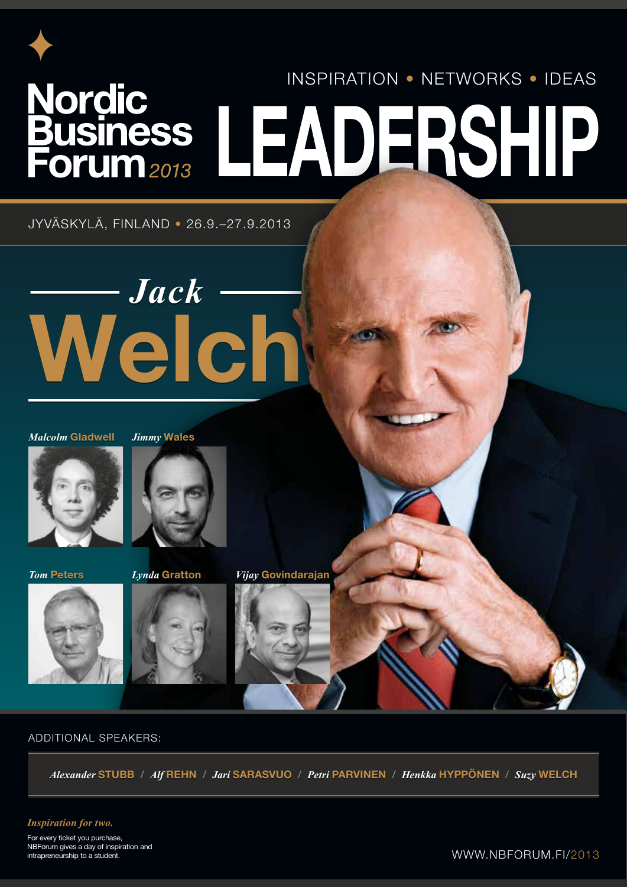# Nordic Business Forum 2013

INSPIRATION • NETWORKS • IDEAS

# LEADERSHIP

JYVÄSKYLÄ, FINLAND • 26.9.–27.9.2013

## *Jack* Welch

*Malcolm* Gladwell

*Jimmy* Wales

*Tom* Peters

*Lynda* Gratton

*Vijay* Govindarajan

ADDITIONAL SPEAKERS:

*Alexander* STUBB / *Alf* REHN / *Jari* SARASVUO / *Petri* PARVINEN / *Henkka* HYPPÖNEN / *Suzy* WELCH

*Inspiration for two.*

For every ticket you purchase, NBForum gives a day of inspiration and intrapreneurship to a student.

WWW.NBFORUM.FI/2013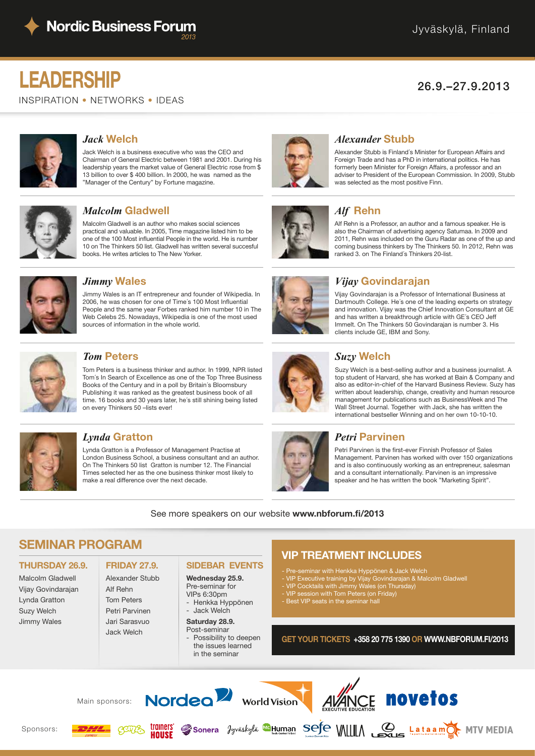Nordic Business Forum 2013

Jyväskylä, Finland

# LEADERSHIP

INSPIRATION • NETWORKS • IDEAS

26.9.–27.9.2013

### *Jack* Welch

Jack Welch is a business executive who was the CEO and Chairman of General Electric between 1981 and 2001. During his leadership years the market value of General Electric rose from $ 13 billion to over $ 400 billion. In 2000, he was named as the "Manager of the Century" by Fortune magazine.

### *Alexander* Stubb

Alexander Stubb is Finland´s Minister for European Affairs and Foreign Trade and has a PhD in international politics. He has formerly been Minister for Foreign Affairs, a professor and an adviser to President of the European Commission. In 2009, Stubb was selected as the most positive Finn.

### *Malcolm* Gladwell

Malcolm Gladwell is an author who makes social sciences practical and valuable. In 2005, Time magazine listed him to be one of the 100 Most influential People in the world. He is number 10 on The Thinkers 50 list. Gladwell has written several succesful books. He writes articles to The New Yorker.

### *Alf* Rehn

Alf Rehn is a Professor, an author and a famous speaker. He is also the Chairman of advertising agency Satumaa. In 2009 and 2011, Rehn was included on the Guru Radar as one of the up and coming business thinkers by The Thinkers 50. In 2012, Rehn was ranked 3. on The Finland´s Thinkers 20-list.

### *Jimmy* Wales

Jimmy Wales is an IT entrepreneur and founder of Wikipedia. In 2006, he was chosen for one of Time´s 100 Most Influential People and the same year Forbes ranked him number 10 in The Web Celebs 25. Nowadays, Wikipedia is one of the most used sources of information in the whole world.

### *Vijay* Govindarajan

Vijay Govindarajan is a Professor of International Business at Dartmouth College. He´s one of the leading experts on strategy and innovation. Vijay was the Chief Innovation Consultant at GE and has written a breakthrough article with GE´s CEO Jeff Immelt. On The Thinkers 50 Govindarajan is number 3. His clients include GE, IBM and Sony.

### *Tom* Peters

Tom Peters is a business thinker and author. In 1999, NPR listed Tom´s In Search of Excellence as one of the Top Three Business Books of the Century and in a poll by Britain´s Bloomsbury Publishing it was ranked as the greatest business book of all time. 16 books and 30 years later, he´s still shining being listed on every Thinkers 50 –lists ever!

### *Suzy* Welch

Suzy Welch is a best-selling author and a business journalist. A top student of Harvard, she has worked at Bain & Company and also as editor-in-chief of the Harvard Business Review. Suzy has written about leadership, change, creativity and human resource management for publications such as BusinessWeek and The Wall Street Journal. Together with Jack, she has written the international bestseller Winning and on her own 10-10-10.

### *Lynda* Gratton

Lynda Gratton is a Professor of Management Practise at London Business School, a business consultant and an author. On The Thinkers 50 list Gratton is number 12. The Financial Times selected her as the one business thinker most likely to make a real difference over the next decade.

### *Petri* Parvinen

Petri Parvinen is the first-ever Finnish Professor of Sales Management. Parvinen has worked with over 150 organizations and is also continuously working as an entrepreneur, salesman and a consultant internationally. Parvinen is an impressive speaker and he has written the book "Marketing Spirit".

See more speakers on our website **www.nbforum.fi/2013**

## SEMINAR PROGRAM

### THURSDAY 26.9.

Malcolm Gladwell
Vijay Govindarajan
Lynda Gratton
Suzy Welch
Jimmy Wales

### FRIDAY 27.9.

Alexander Stubb
Alf Rehn
Tom Peters
Petri Parvinen
Jari Sarasvuo
Jack Welch

### SIDEBAR EVENTS

**Wednesday 25.9.**
Pre-seminar for VIPs 6:30pm
- Henkka Hyppönen
- Jack Welch

**Saturday 28.9.**
Post-seminar
- Possibility to deepen the issues learned in the seminar

## VIP TREATMENT INCLUDES

- Pre-seminar with Henkka Hyppönen & Jack Welch
- VIP Executive training by Vijay Govindarajan & Malcolm Gladwell
- VIP Cocktails with Jimmy Wales (on Thursday)
- VIP session with Tom Peters (on Friday)
- Best VIP seats in the seminar hall

**GET YOUR TICKETS +358 20 775 1390 OR WWW.NBFORUM.FI/2013**

Main sponsors: Nordea, World Vision, Avance Executive Education, novetos

Sponsors: DHL Express, Sentra, trainers' HOUSE, Sonera, Jyväskylä, Human Tech Center Finland, sefe, VALLILA, Lexus, Lataamo, MTV MEDIA